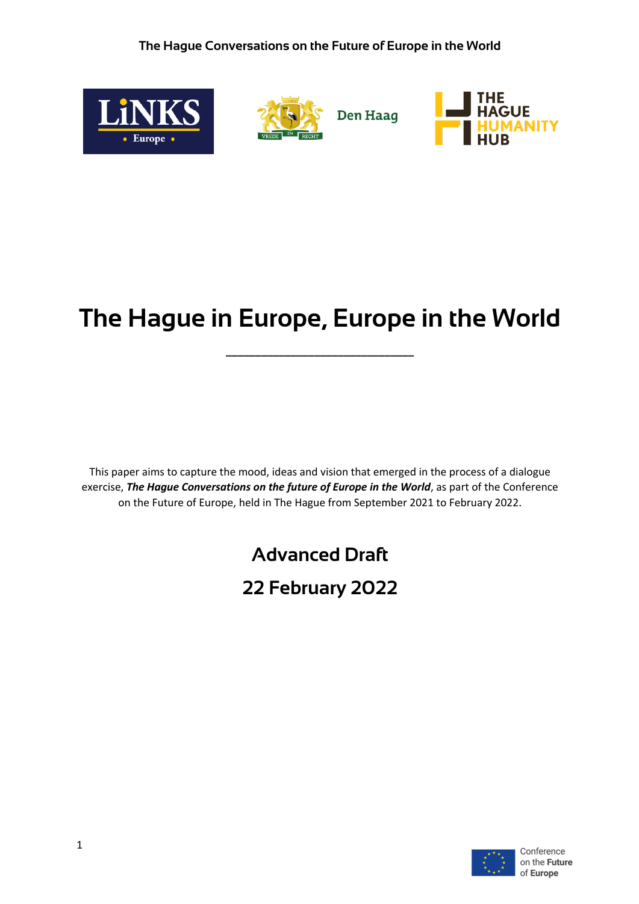# The Hague in Europe, Europe in the World

---

This paper aims to capture the mood, ideas and vision that emerged in the process of a dialogue exercise, ***The Hague Conversations on the future of Europe in the World***, as part of the Conference on the Future of Europe, held in The Hague from September 2021 to February 2022.

## Advanced Draft

## 22 February 2022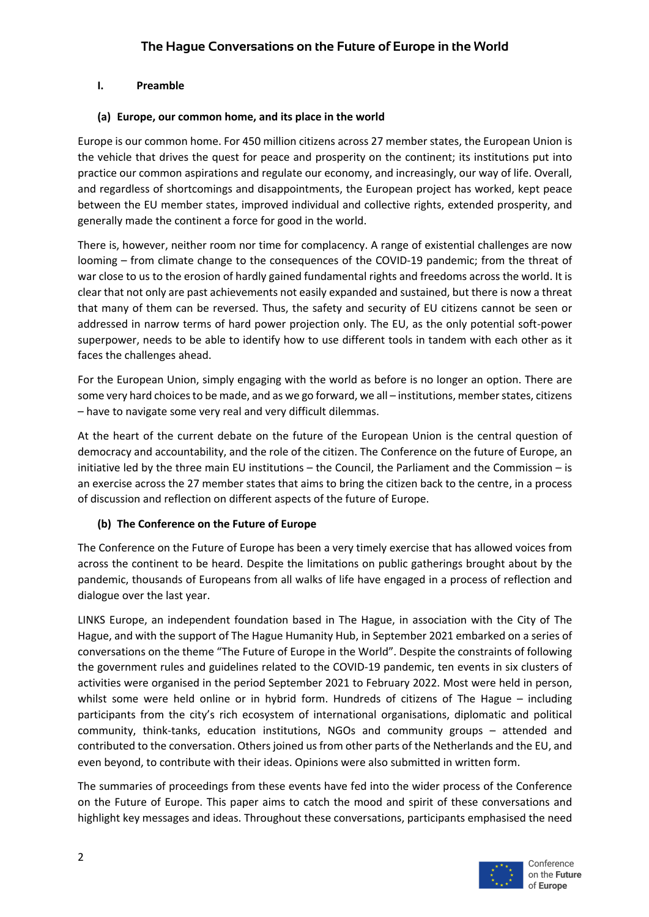# The Hague Conversations on the Future of Europe in the World

## I. Preamble

### (a) Europe, our common home, and its place in the world

Europe is our common home. For 450 million citizens across 27 member states, the European Union is the vehicle that drives the quest for peace and prosperity on the continent; its institutions put into practice our common aspirations and regulate our economy, and increasingly, our way of life. Overall, and regardless of shortcomings and disappointments, the European project has worked, kept peace between the EU member states, improved individual and collective rights, extended prosperity, and generally made the continent a force for good in the world.

There is, however, neither room nor time for complacency. A range of existential challenges are now looming – from climate change to the consequences of the COVID-19 pandemic; from the threat of war close to us to the erosion of hardly gained fundamental rights and freedoms across the world. It is clear that not only are past achievements not easily expanded and sustained, but there is now a threat that many of them can be reversed. Thus, the safety and security of EU citizens cannot be seen or addressed in narrow terms of hard power projection only. The EU, as the only potential soft-power superpower, needs to be able to identify how to use different tools in tandem with each other as it faces the challenges ahead.

For the European Union, simply engaging with the world as before is no longer an option. There are some very hard choices to be made, and as we go forward, we all – institutions, member states, citizens – have to navigate some very real and very difficult dilemmas.

At the heart of the current debate on the future of the European Union is the central question of democracy and accountability, and the role of the citizen. The Conference on the future of Europe, an initiative led by the three main EU institutions – the Council, the Parliament and the Commission – is an exercise across the 27 member states that aims to bring the citizen back to the centre, in a process of discussion and reflection on different aspects of the future of Europe.

### (b) The Conference on the Future of Europe

The Conference on the Future of Europe has been a very timely exercise that has allowed voices from across the continent to be heard. Despite the limitations on public gatherings brought about by the pandemic, thousands of Europeans from all walks of life have engaged in a process of reflection and dialogue over the last year.

LINKS Europe, an independent foundation based in The Hague, in association with the City of The Hague, and with the support of The Hague Humanity Hub, in September 2021 embarked on a series of conversations on the theme "The Future of Europe in the World". Despite the constraints of following the government rules and guidelines related to the COVID-19 pandemic, ten events in six clusters of activities were organised in the period September 2021 to February 2022. Most were held in person, whilst some were held online or in hybrid form. Hundreds of citizens of The Hague – including participants from the city's rich ecosystem of international organisations, diplomatic and political community, think-tanks, education institutions, NGOs and community groups – attended and contributed to the conversation. Others joined us from other parts of the Netherlands and the EU, and even beyond, to contribute with their ideas. Opinions were also submitted in written form.

The summaries of proceedings from these events have fed into the wider process of the Conference on the Future of Europe. This paper aims to catch the mood and spirit of these conversations and highlight key messages and ideas. Throughout these conversations, participants emphasised the need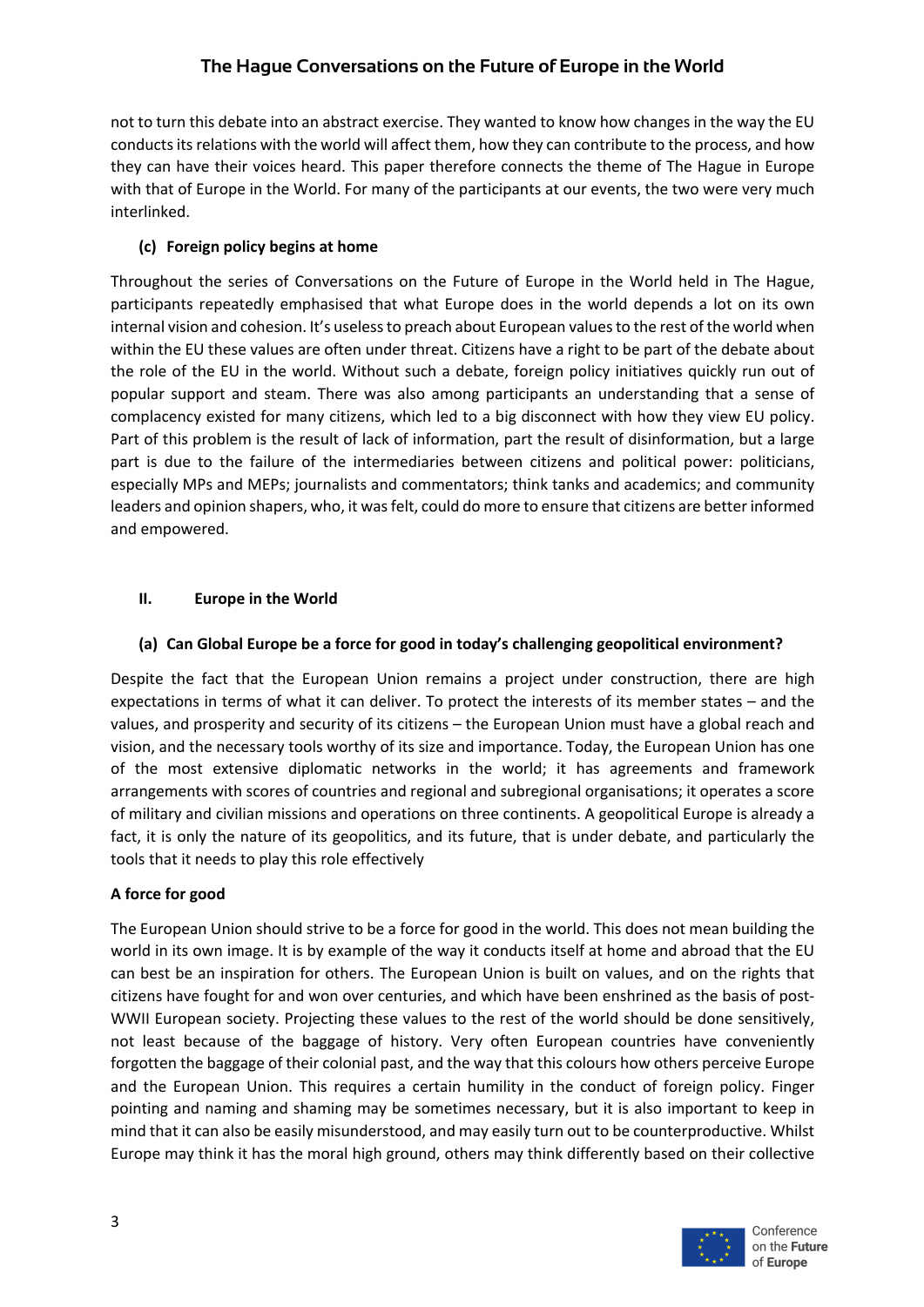not to turn this debate into an abstract exercise. They wanted to know how changes in the way the EU conducts its relations with the world will affect them, how they can contribute to the process, and how they can have their voices heard. This paper therefore connects the theme of The Hague in Europe with that of Europe in the World. For many of the participants at our events, the two were very much interlinked.

### (c) Foreign policy begins at home

Throughout the series of Conversations on the Future of Europe in the World held in The Hague, participants repeatedly emphasised that what Europe does in the world depends a lot on its own internal vision and cohesion. It's useless to preach about European values to the rest of the world when within the EU these values are often under threat. Citizens have a right to be part of the debate about the role of the EU in the world. Without such a debate, foreign policy initiatives quickly run out of popular support and steam. There was also among participants an understanding that a sense of complacency existed for many citizens, which led to a big disconnect with how they view EU policy. Part of this problem is the result of lack of information, part the result of disinformation, but a large part is due to the failure of the intermediaries between citizens and political power: politicians, especially MPs and MEPs; journalists and commentators; think tanks and academics; and community leaders and opinion shapers, who, it was felt, could do more to ensure that citizens are better informed and empowered.

## II. Europe in the World

### (a) Can Global Europe be a force for good in today's challenging geopolitical environment?

Despite the fact that the European Union remains a project under construction, there are high expectations in terms of what it can deliver. To protect the interests of its member states – and the values, and prosperity and security of its citizens – the European Union must have a global reach and vision, and the necessary tools worthy of its size and importance. Today, the European Union has one of the most extensive diplomatic networks in the world; it has agreements and framework arrangements with scores of countries and regional and subregional organisations; it operates a score of military and civilian missions and operations on three continents. A geopolitical Europe is already a fact, it is only the nature of its geopolitics, and its future, that is under debate, and particularly the tools that it needs to play this role effectively

#### A force for good

The European Union should strive to be a force for good in the world. This does not mean building the world in its own image. It is by example of the way it conducts itself at home and abroad that the EU can best be an inspiration for others. The European Union is built on values, and on the rights that citizens have fought for and won over centuries, and which have been enshrined as the basis of post-WWII European society. Projecting these values to the rest of the world should be done sensitively, not least because of the baggage of history. Very often European countries have conveniently forgotten the baggage of their colonial past, and the way that this colours how others perceive Europe and the European Union. This requires a certain humility in the conduct of foreign policy. Finger pointing and naming and shaming may be sometimes necessary, but it is also important to keep in mind that it can also be easily misunderstood, and may easily turn out to be counterproductive. Whilst Europe may think it has the moral high ground, others may think differently based on their collective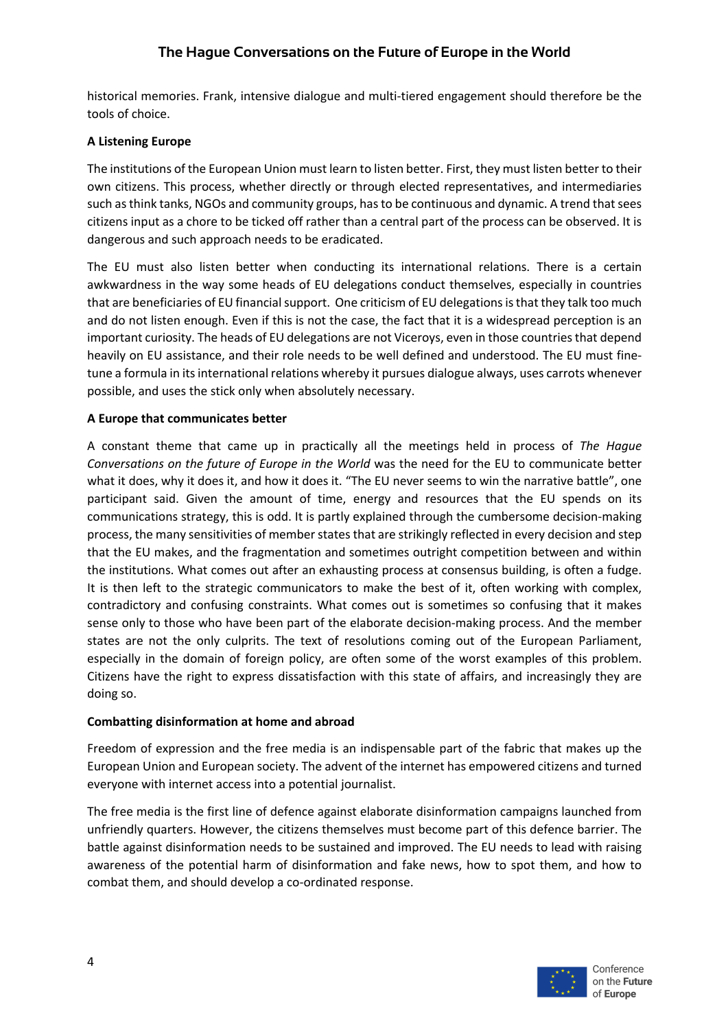historical memories. Frank, intensive dialogue and multi-tiered engagement should therefore be the tools of choice.

**A Listening Europe**

The institutions of the European Union must learn to listen better. First, they must listen better to their own citizens. This process, whether directly or through elected representatives, and intermediaries such as think tanks, NGOs and community groups, has to be continuous and dynamic. A trend that sees citizens input as a chore to be ticked off rather than a central part of the process can be observed. It is dangerous and such approach needs to be eradicated.

The EU must also listen better when conducting its international relations. There is a certain awkwardness in the way some heads of EU delegations conduct themselves, especially in countries that are beneficiaries of EU financial support. One criticism of EU delegations is that they talk too much and do not listen enough. Even if this is not the case, the fact that it is a widespread perception is an important curiosity. The heads of EU delegations are not Viceroys, even in those countries that depend heavily on EU assistance, and their role needs to be well defined and understood. The EU must fine-tune a formula in its international relations whereby it pursues dialogue always, uses carrots whenever possible, and uses the stick only when absolutely necessary.

**A Europe that communicates better**

A constant theme that came up in practically all the meetings held in process of *The Hague Conversations on the future of Europe in the World* was the need for the EU to communicate better what it does, why it does it, and how it does it. "The EU never seems to win the narrative battle", one participant said. Given the amount of time, energy and resources that the EU spends on its communications strategy, this is odd. It is partly explained through the cumbersome decision-making process, the many sensitivities of member states that are strikingly reflected in every decision and step that the EU makes, and the fragmentation and sometimes outright competition between and within the institutions. What comes out after an exhausting process at consensus building, is often a fudge. It is then left to the strategic communicators to make the best of it, often working with complex, contradictory and confusing constraints. What comes out is sometimes so confusing that it makes sense only to those who have been part of the elaborate decision-making process. And the member states are not the only culprits. The text of resolutions coming out of the European Parliament, especially in the domain of foreign policy, are often some of the worst examples of this problem. Citizens have the right to express dissatisfaction with this state of affairs, and increasingly they are doing so.

**Combatting disinformation at home and abroad**

Freedom of expression and the free media is an indispensable part of the fabric that makes up the European Union and European society. The advent of the internet has empowered citizens and turned everyone with internet access into a potential journalist.

The free media is the first line of defence against elaborate disinformation campaigns launched from unfriendly quarters. However, the citizens themselves must become part of this defence barrier. The battle against disinformation needs to be sustained and improved. The EU needs to lead with raising awareness of the potential harm of disinformation and fake news, how to spot them, and how to combat them, and should develop a co-ordinated response.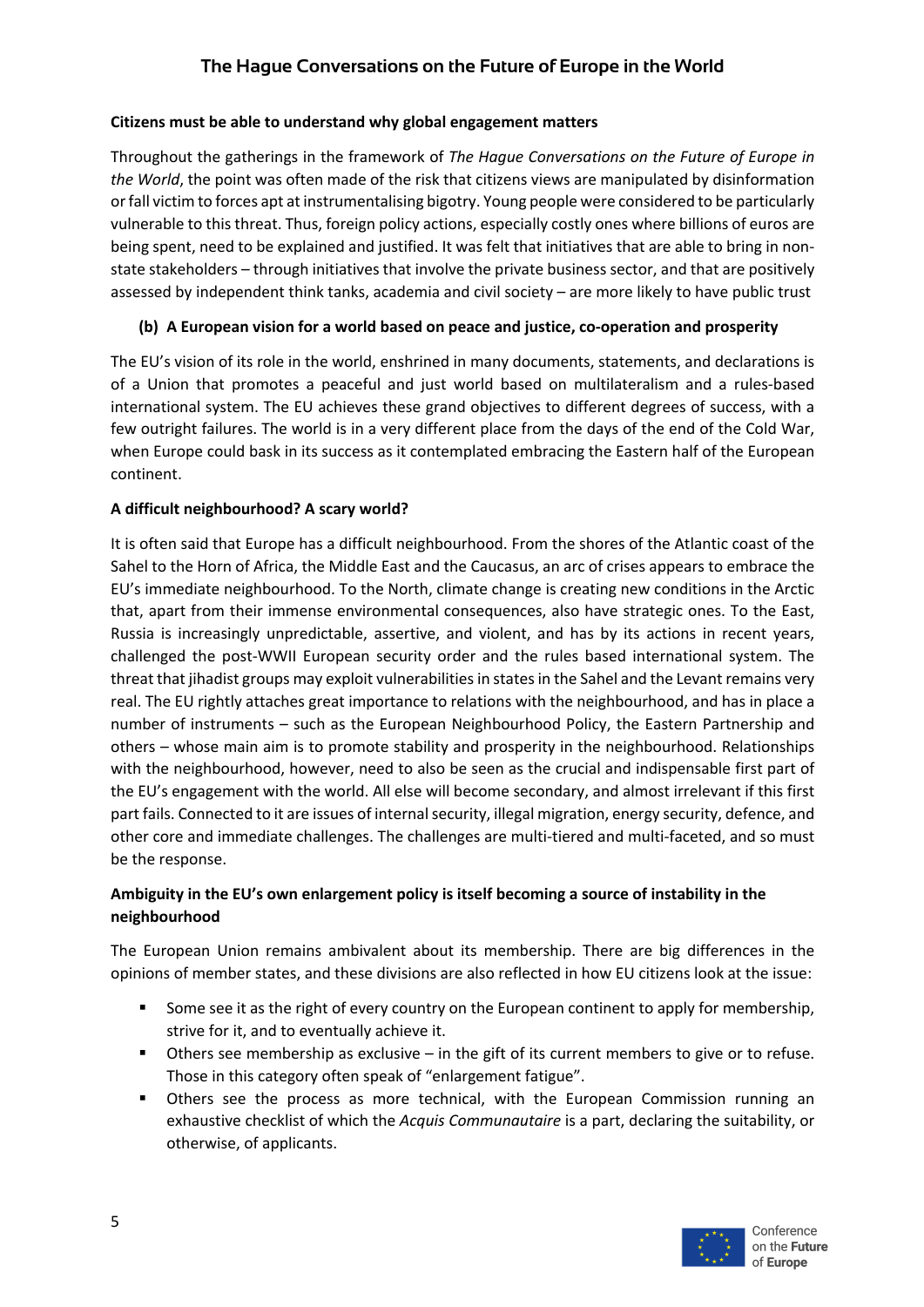**Citizens must be able to understand why global engagement matters**

Throughout the gatherings in the framework of *The Hague Conversations on the Future of Europe in the World*, the point was often made of the risk that citizens views are manipulated by disinformation or fall victim to forces apt at instrumentalising bigotry. Young people were considered to be particularly vulnerable to this threat. Thus, foreign policy actions, especially costly ones where billions of euros are being spent, need to be explained and justified. It was felt that initiatives that are able to bring in non-state stakeholders – through initiatives that involve the private business sector, and that are positively assessed by independent think tanks, academia and civil society – are more likely to have public trust

### (b) A European vision for a world based on peace and justice, co-operation and prosperity

The EU's vision of its role in the world, enshrined in many documents, statements, and declarations is of a Union that promotes a peaceful and just world based on multilateralism and a rules-based international system. The EU achieves these grand objectives to different degrees of success, with a few outright failures. The world is in a very different place from the days of the end of the Cold War, when Europe could bask in its success as it contemplated embracing the Eastern half of the European continent.

**A difficult neighbourhood? A scary world?**

It is often said that Europe has a difficult neighbourhood. From the shores of the Atlantic coast of the Sahel to the Horn of Africa, the Middle East and the Caucasus, an arc of crises appears to embrace the EU's immediate neighbourhood. To the North, climate change is creating new conditions in the Arctic that, apart from their immense environmental consequences, also have strategic ones. To the East, Russia is increasingly unpredictable, assertive, and violent, and has by its actions in recent years, challenged the post-WWII European security order and the rules based international system. The threat that jihadist groups may exploit vulnerabilities in states in the Sahel and the Levant remains very real. The EU rightly attaches great importance to relations with the neighbourhood, and has in place a number of instruments – such as the European Neighbourhood Policy, the Eastern Partnership and others – whose main aim is to promote stability and prosperity in the neighbourhood. Relationships with the neighbourhood, however, need to also be seen as the crucial and indispensable first part of the EU's engagement with the world. All else will become secondary, and almost irrelevant if this first part fails. Connected to it are issues of internal security, illegal migration, energy security, defence, and other core and immediate challenges. The challenges are multi-tiered and multi-faceted, and so must be the response.

**Ambiguity in the EU's own enlargement policy is itself becoming a source of instability in the neighbourhood**

The European Union remains ambivalent about its membership. There are big differences in the opinions of member states, and these divisions are also reflected in how EU citizens look at the issue:

- Some see it as the right of every country on the European continent to apply for membership, strive for it, and to eventually achieve it.
- Others see membership as exclusive – in the gift of its current members to give or to refuse. Those in this category often speak of "enlargement fatigue".
- Others see the process as more technical, with the European Commission running an exhaustive checklist of which the *Acquis Communautaire* is a part, declaring the suitability, or otherwise, of applicants.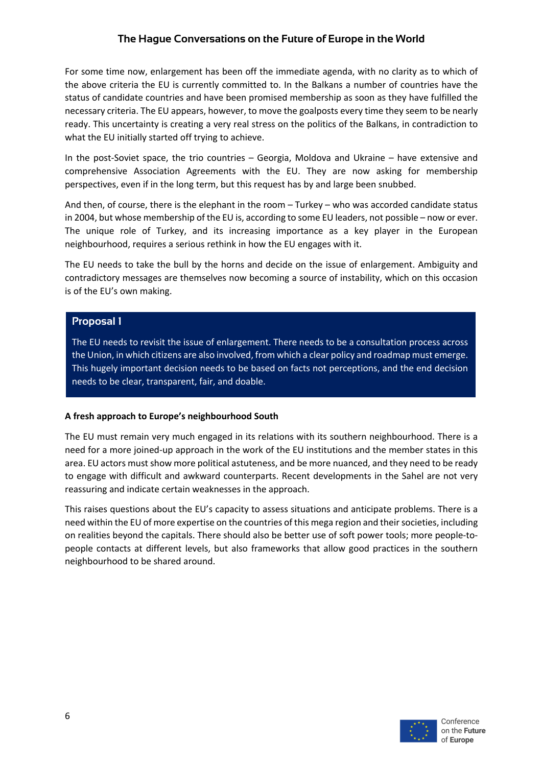For some time now, enlargement has been off the immediate agenda, with no clarity as to which of the above criteria the EU is currently committed to. In the Balkans a number of countries have the status of candidate countries and have been promised membership as soon as they have fulfilled the necessary criteria. The EU appears, however, to move the goalposts every time they seem to be nearly ready. This uncertainty is creating a very real stress on the politics of the Balkans, in contradiction to what the EU initially started off trying to achieve.

In the post-Soviet space, the trio countries – Georgia, Moldova and Ukraine – have extensive and comprehensive Association Agreements with the EU. They are now asking for membership perspectives, even if in the long term, but this request has by and large been snubbed.

And then, of course, there is the elephant in the room – Turkey – who was accorded candidate status in 2004, but whose membership of the EU is, according to some EU leaders, not possible – now or ever. The unique role of Turkey, and its increasing importance as a key player in the European neighbourhood, requires a serious rethink in how the EU engages with it.

The EU needs to take the bull by the horns and decide on the issue of enlargement. Ambiguity and contradictory messages are themselves now becoming a source of instability, which on this occasion is of the EU's own making.

> **Proposal 1**
>
> The EU needs to revisit the issue of enlargement. There needs to be a consultation process across the Union, in which citizens are also involved, from which a clear policy and roadmap must emerge. This hugely important decision needs to be based on facts not perceptions, and the end decision needs to be clear, transparent, fair, and doable.

**A fresh approach to Europe's neighbourhood South**

The EU must remain very much engaged in its relations with its southern neighbourhood. There is a need for a more joined-up approach in the work of the EU institutions and the member states in this area. EU actors must show more political astuteness, and be more nuanced, and they need to be ready to engage with difficult and awkward counterparts. Recent developments in the Sahel are not very reassuring and indicate certain weaknesses in the approach.

This raises questions about the EU's capacity to assess situations and anticipate problems. There is a need within the EU of more expertise on the countries of this mega region and their societies, including on realities beyond the capitals. There should also be better use of soft power tools; more people-to-people contacts at different levels, but also frameworks that allow good practices in the southern neighbourhood to be shared around.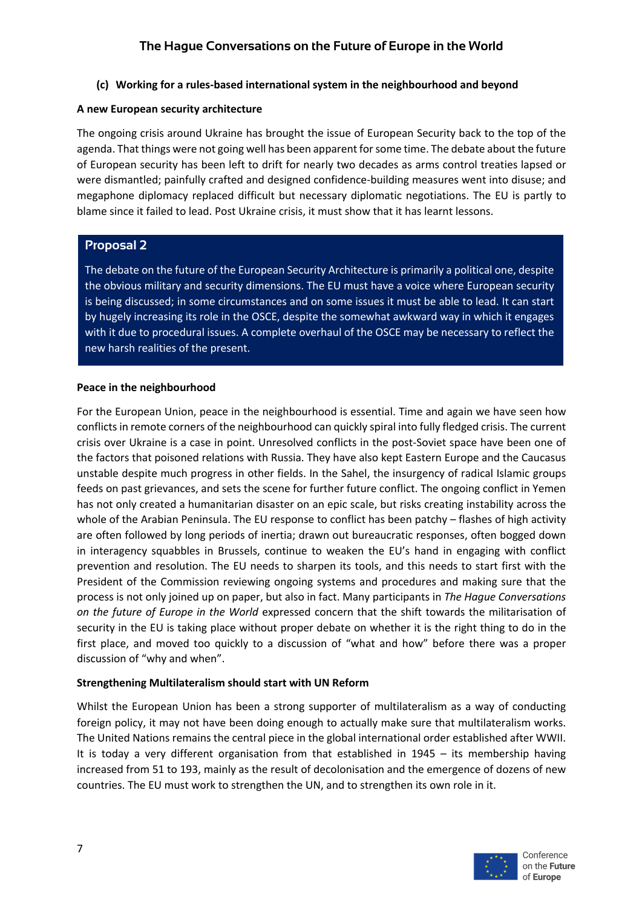### (c) Working for a rules-based international system in the neighbourhood and beyond

**A new European security architecture**

The ongoing crisis around Ukraine has brought the issue of European Security back to the top of the agenda. That things were not going well has been apparent for some time. The debate about the future of European security has been left to drift for nearly two decades as arms control treaties lapsed or were dismantled; painfully crafted and designed confidence-building measures went into disuse; and megaphone diplomacy replaced difficult but necessary diplomatic negotiations. The EU is partly to blame since it failed to lead. Post Ukraine crisis, it must show that it has learnt lessons.

> **Proposal 2**
>
> The debate on the future of the European Security Architecture is primarily a political one, despite the obvious military and security dimensions. The EU must have a voice where European security is being discussed; in some circumstances and on some issues it must be able to lead. It can start by hugely increasing its role in the OSCE, despite the somewhat awkward way in which it engages with it due to procedural issues. A complete overhaul of the OSCE may be necessary to reflect the new harsh realities of the present.

**Peace in the neighbourhood**

For the European Union, peace in the neighbourhood is essential. Time and again we have seen how conflicts in remote corners of the neighbourhood can quickly spiral into fully fledged crisis. The current crisis over Ukraine is a case in point. Unresolved conflicts in the post-Soviet space have been one of the factors that poisoned relations with Russia. They have also kept Eastern Europe and the Caucasus unstable despite much progress in other fields. In the Sahel, the insurgency of radical Islamic groups feeds on past grievances, and sets the scene for further future conflict. The ongoing conflict in Yemen has not only created a humanitarian disaster on an epic scale, but risks creating instability across the whole of the Arabian Peninsula. The EU response to conflict has been patchy – flashes of high activity are often followed by long periods of inertia; drawn out bureaucratic responses, often bogged down in interagency squabbles in Brussels, continue to weaken the EU's hand in engaging with conflict prevention and resolution. The EU needs to sharpen its tools, and this needs to start first with the President of the Commission reviewing ongoing systems and procedures and making sure that the process is not only joined up on paper, but also in fact. Many participants in *The Hague Conversations on the future of Europe in the World* expressed concern that the shift towards the militarisation of security in the EU is taking place without proper debate on whether it is the right thing to do in the first place, and moved too quickly to a discussion of "what and how" before there was a proper discussion of "why and when".

**Strengthening Multilateralism should start with UN Reform**

Whilst the European Union has been a strong supporter of multilateralism as a way of conducting foreign policy, it may not have been doing enough to actually make sure that multilateralism works. The United Nations remains the central piece in the global international order established after WWII. It is today a very different organisation from that established in 1945 – its membership having increased from 51 to 193, mainly as the result of decolonisation and the emergence of dozens of new countries. The EU must work to strengthen the UN, and to strengthen its own role in it.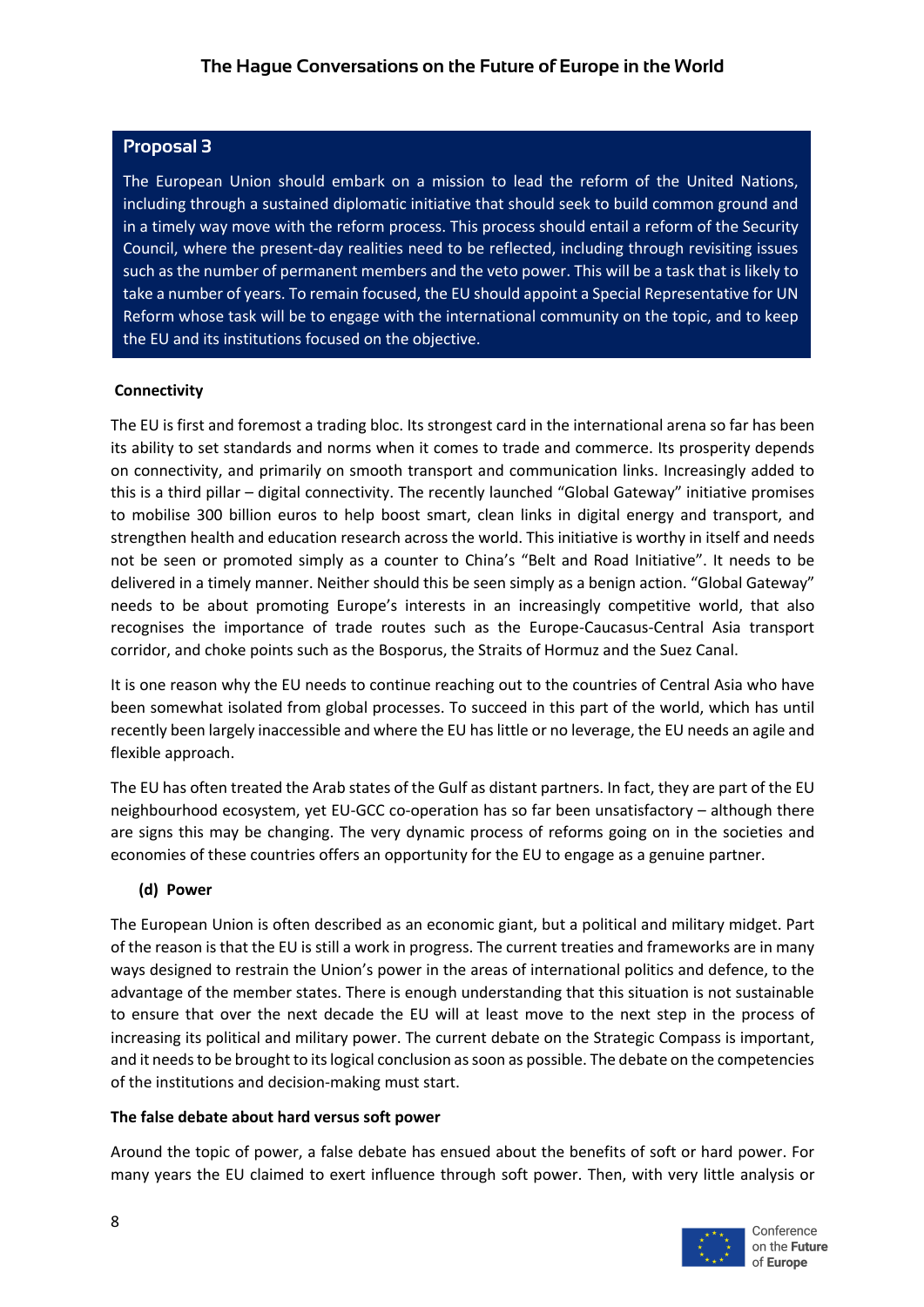**Proposal 3**

The European Union should embark on a mission to lead the reform of the United Nations, including through a sustained diplomatic initiative that should seek to build common ground and in a timely way move with the reform process. This process should entail a reform of the Security Council, where the present-day realities need to be reflected, including through revisiting issues such as the number of permanent members and the veto power. This will be a task that is likely to take a number of years. To remain focused, the EU should appoint a Special Representative for UN Reform whose task will be to engage with the international community on the topic, and to keep the EU and its institutions focused on the objective.

**Connectivity**

The EU is first and foremost a trading bloc. Its strongest card in the international arena so far has been its ability to set standards and norms when it comes to trade and commerce. Its prosperity depends on connectivity, and primarily on smooth transport and communication links. Increasingly added to this is a third pillar – digital connectivity. The recently launched "Global Gateway" initiative promises to mobilise 300 billion euros to help boost smart, clean links in digital energy and transport, and strengthen health and education research across the world. This initiative is worthy in itself and needs not be seen or promoted simply as a counter to China's "Belt and Road Initiative". It needs to be delivered in a timely manner. Neither should this be seen simply as a benign action. "Global Gateway" needs to be about promoting Europe's interests in an increasingly competitive world, that also recognises the importance of trade routes such as the Europe-Caucasus-Central Asia transport corridor, and choke points such as the Bosporus, the Straits of Hormuz and the Suez Canal.

It is one reason why the EU needs to continue reaching out to the countries of Central Asia who have been somewhat isolated from global processes. To succeed in this part of the world, which has until recently been largely inaccessible and where the EU has little or no leverage, the EU needs an agile and flexible approach.

The EU has often treated the Arab states of the Gulf as distant partners. In fact, they are part of the EU neighbourhood ecosystem, yet EU-GCC co-operation has so far been unsatisfactory – although there are signs this may be changing. The very dynamic process of reforms going on in the societies and economies of these countries offers an opportunity for the EU to engage as a genuine partner.

**(d) Power**

The European Union is often described as an economic giant, but a political and military midget. Part of the reason is that the EU is still a work in progress. The current treaties and frameworks are in many ways designed to restrain the Union's power in the areas of international politics and defence, to the advantage of the member states. There is enough understanding that this situation is not sustainable to ensure that over the next decade the EU will at least move to the next step in the process of increasing its political and military power. The current debate on the Strategic Compass is important, and it needs to be brought to its logical conclusion as soon as possible. The debate on the competencies of the institutions and decision-making must start.

**The false debate about hard versus soft power**

Around the topic of power, a false debate has ensued about the benefits of soft or hard power. For many years the EU claimed to exert influence through soft power. Then, with very little analysis or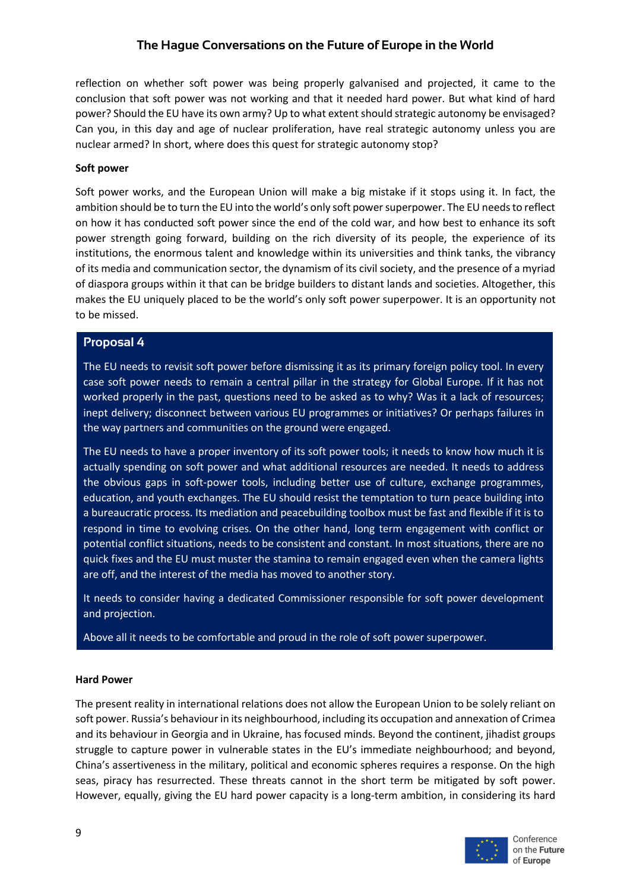reflection on whether soft power was being properly galvanised and projected, it came to the conclusion that soft power was not working and that it needed hard power. But what kind of hard power? Should the EU have its own army? Up to what extent should strategic autonomy be envisaged? Can you, in this day and age of nuclear proliferation, have real strategic autonomy unless you are nuclear armed? In short, where does this quest for strategic autonomy stop?

**Soft power**

Soft power works, and the European Union will make a big mistake if it stops using it. In fact, the ambition should be to turn the EU into the world's only soft power superpower. The EU needs to reflect on how it has conducted soft power since the end of the cold war, and how best to enhance its soft power strength going forward, building on the rich diversity of its people, the experience of its institutions, the enormous talent and knowledge within its universities and think tanks, the vibrancy of its media and communication sector, the dynamism of its civil society, and the presence of a myriad of diaspora groups within it that can be bridge builders to distant lands and societies. Altogether, this makes the EU uniquely placed to be the world's only soft power superpower. It is an opportunity not to be missed.

### Proposal 4

The EU needs to revisit soft power before dismissing it as its primary foreign policy tool. In every case soft power needs to remain a central pillar in the strategy for Global Europe. If it has not worked properly in the past, questions need to be asked as to why? Was it a lack of resources; inept delivery; disconnect between various EU programmes or initiatives? Or perhaps failures in the way partners and communities on the ground were engaged.

The EU needs to have a proper inventory of its soft power tools; it needs to know how much it is actually spending on soft power and what additional resources are needed. It needs to address the obvious gaps in soft-power tools, including better use of culture, exchange programmes, education, and youth exchanges. The EU should resist the temptation to turn peace building into a bureaucratic process. Its mediation and peacebuilding toolbox must be fast and flexible if it is to respond in time to evolving crises. On the other hand, long term engagement with conflict or potential conflict situations, needs to be consistent and constant. In most situations, there are no quick fixes and the EU must muster the stamina to remain engaged even when the camera lights are off, and the interest of the media has moved to another story.

It needs to consider having a dedicated Commissioner responsible for soft power development and projection.

Above all it needs to be comfortable and proud in the role of soft power superpower.

**Hard Power**

The present reality in international relations does not allow the European Union to be solely reliant on soft power. Russia's behaviour in its neighbourhood, including its occupation and annexation of Crimea and its behaviour in Georgia and in Ukraine, has focused minds. Beyond the continent, jihadist groups struggle to capture power in vulnerable states in the EU's immediate neighbourhood; and beyond, China's assertiveness in the military, political and economic spheres requires a response. On the high seas, piracy has resurrected. These threats cannot in the short term be mitigated by soft power. However, equally, giving the EU hard power capacity is a long-term ambition, in considering its hard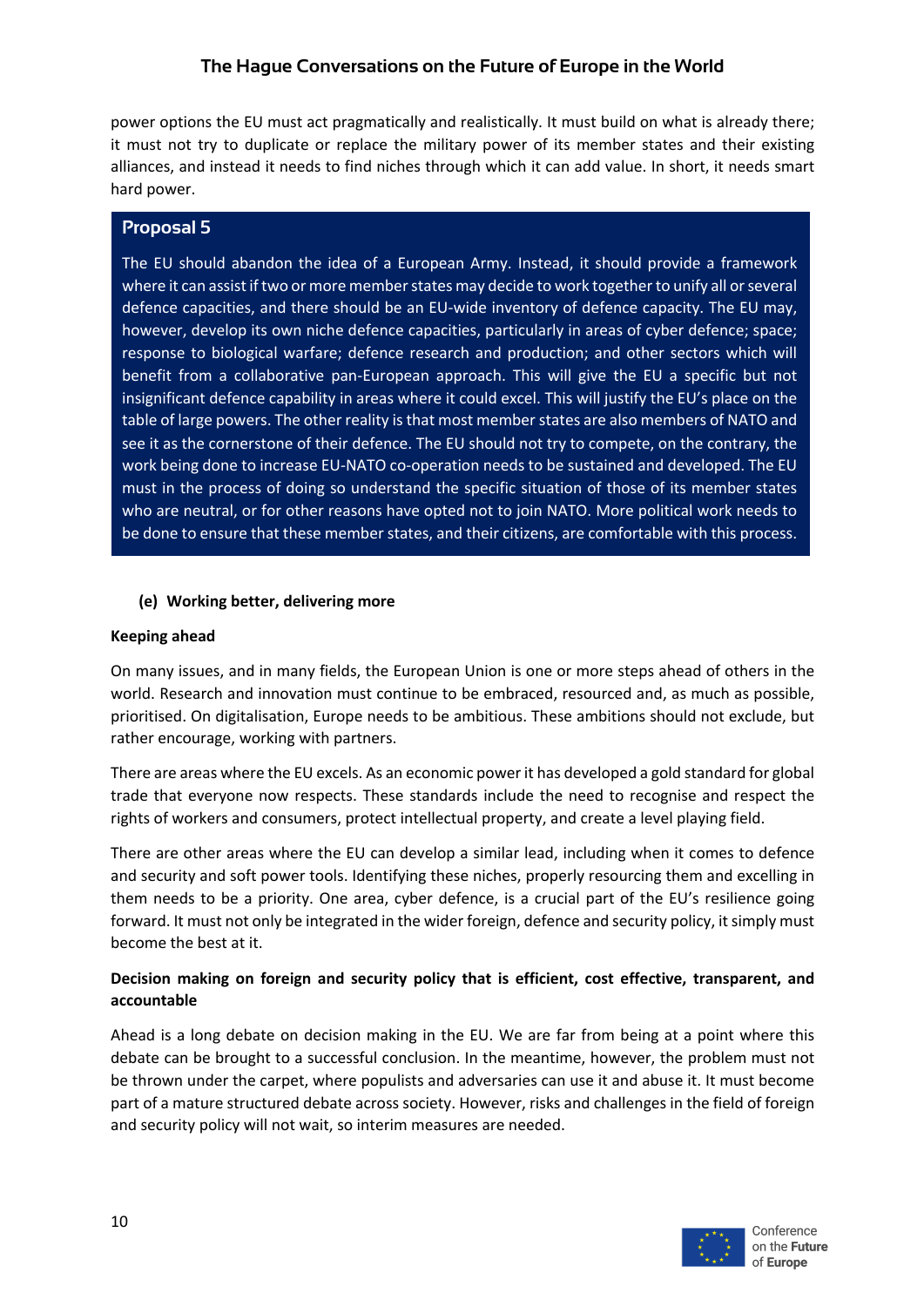power options the EU must act pragmatically and realistically. It must build on what is already there; it must not try to duplicate or replace the military power of its member states and their existing alliances, and instead it needs to find niches through which it can add value. In short, it needs smart hard power.

> **Proposal 5**
>
> The EU should abandon the idea of a European Army. Instead, it should provide a framework where it can assist if two or more member states may decide to work together to unify all or several defence capacities, and there should be an EU-wide inventory of defence capacity. The EU may, however, develop its own niche defence capacities, particularly in areas of cyber defence; space; response to biological warfare; defence research and production; and other sectors which will benefit from a collaborative pan-European approach. This will give the EU a specific but not insignificant defence capability in areas where it could excel. This will justify the EU's place on the table of large powers. The other reality is that most member states are also members of NATO and see it as the cornerstone of their defence. The EU should not try to compete, on the contrary, the work being done to increase EU-NATO co-operation needs to be sustained and developed. The EU must in the process of doing so understand the specific situation of those of its member states who are neutral, or for other reasons have opted not to join NATO. More political work needs to be done to ensure that these member states, and their citizens, are comfortable with this process.

### (e) Working better, delivering more

**Keeping ahead**

On many issues, and in many fields, the European Union is one or more steps ahead of others in the world. Research and innovation must continue to be embraced, resourced and, as much as possible, prioritised. On digitalisation, Europe needs to be ambitious. These ambitions should not exclude, but rather encourage, working with partners.

There are areas where the EU excels. As an economic power it has developed a gold standard for global trade that everyone now respects. These standards include the need to recognise and respect the rights of workers and consumers, protect intellectual property, and create a level playing field.

There are other areas where the EU can develop a similar lead, including when it comes to defence and security and soft power tools. Identifying these niches, properly resourcing them and excelling in them needs to be a priority. One area, cyber defence, is a crucial part of the EU's resilience going forward. It must not only be integrated in the wider foreign, defence and security policy, it simply must become the best at it.

**Decision making on foreign and security policy that is efficient, cost effective, transparent, and accountable**

Ahead is a long debate on decision making in the EU. We are far from being at a point where this debate can be brought to a successful conclusion. In the meantime, however, the problem must not be thrown under the carpet, where populists and adversaries can use it and abuse it. It must become part of a mature structured debate across society. However, risks and challenges in the field of foreign and security policy will not wait, so interim measures are needed.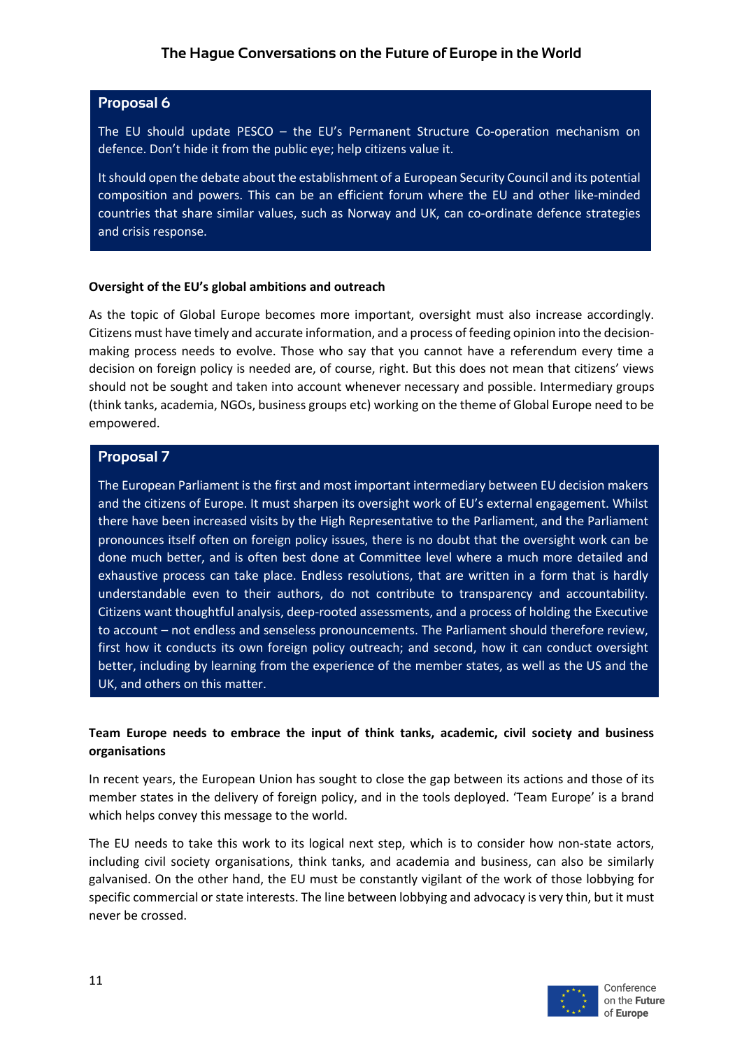### Proposal 6

The EU should update PESCO – the EU's Permanent Structure Co-operation mechanism on defence. Don't hide it from the public eye; help citizens value it.

It should open the debate about the establishment of a European Security Council and its potential composition and powers. This can be an efficient forum where the EU and other like-minded countries that share similar values, such as Norway and UK, can co-ordinate defence strategies and crisis response.

**Oversight of the EU's global ambitions and outreach**

As the topic of Global Europe becomes more important, oversight must also increase accordingly. Citizens must have timely and accurate information, and a process of feeding opinion into the decision-making process needs to evolve. Those who say that you cannot have a referendum every time a decision on foreign policy is needed are, of course, right. But this does not mean that citizens' views should not be sought and taken into account whenever necessary and possible. Intermediary groups (think tanks, academia, NGOs, business groups etc) working on the theme of Global Europe need to be empowered.

### Proposal 7

The European Parliament is the first and most important intermediary between EU decision makers and the citizens of Europe. It must sharpen its oversight work of EU's external engagement. Whilst there have been increased visits by the High Representative to the Parliament, and the Parliament pronounces itself often on foreign policy issues, there is no doubt that the oversight work can be done much better, and is often best done at Committee level where a much more detailed and exhaustive process can take place. Endless resolutions, that are written in a form that is hardly understandable even to their authors, do not contribute to transparency and accountability. Citizens want thoughtful analysis, deep-rooted assessments, and a process of holding the Executive to account – not endless and senseless pronouncements. The Parliament should therefore review, first how it conducts its own foreign policy outreach; and second, how it can conduct oversight better, including by learning from the experience of the member states, as well as the US and the UK, and others on this matter.

**Team Europe needs to embrace the input of think tanks, academic, civil society and business organisations**

In recent years, the European Union has sought to close the gap between its actions and those of its member states in the delivery of foreign policy, and in the tools deployed. 'Team Europe' is a brand which helps convey this message to the world.

The EU needs to take this work to its logical next step, which is to consider how non-state actors, including civil society organisations, think tanks, and academia and business, can also be similarly galvanised. On the other hand, the EU must be constantly vigilant of the work of those lobbying for specific commercial or state interests. The line between lobbying and advocacy is very thin, but it must never be crossed.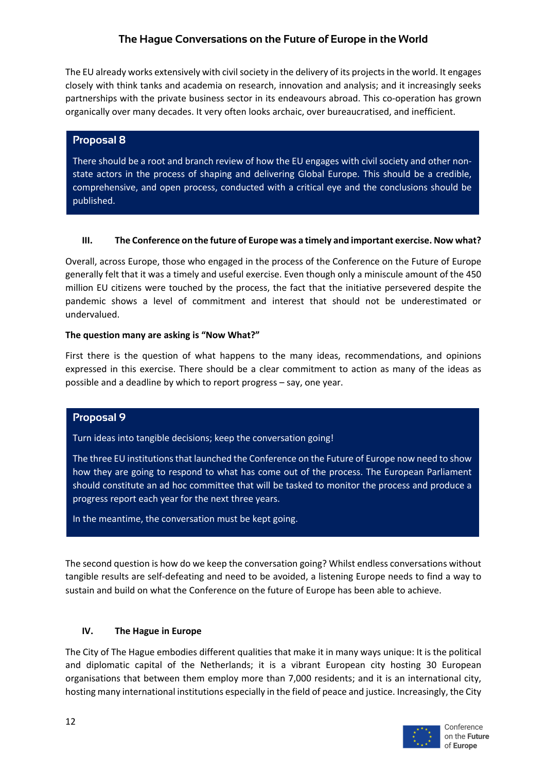The EU already works extensively with civil society in the delivery of its projects in the world. It engages closely with think tanks and academia on research, innovation and analysis; and it increasingly seeks partnerships with the private business sector in its endeavours abroad. This co-operation has grown organically over many decades. It very often looks archaic, over bureaucratised, and inefficient.

> **Proposal 8**
>
> There should be a root and branch review of how the EU engages with civil society and other non-state actors in the process of shaping and delivering Global Europe. This should be a credible, comprehensive, and open process, conducted with a critical eye and the conclusions should be published.

## III. The Conference on the future of Europe was a timely and important exercise. Now what?

Overall, across Europe, those who engaged in the process of the Conference on the Future of Europe generally felt that it was a timely and useful exercise. Even though only a miniscule amount of the 450 million EU citizens were touched by the process, the fact that the initiative persevered despite the pandemic shows a level of commitment and interest that should not be underestimated or undervalued.

**The question many are asking is "Now What?"**

First there is the question of what happens to the many ideas, recommendations, and opinions expressed in this exercise. There should be a clear commitment to action as many of the ideas as possible and a deadline by which to report progress – say, one year.

> **Proposal 9**
>
> Turn ideas into tangible decisions; keep the conversation going!
>
> The three EU institutions that launched the Conference on the Future of Europe now need to show how they are going to respond to what has come out of the process. The European Parliament should constitute an ad hoc committee that will be tasked to monitor the process and produce a progress report each year for the next three years.
>
> In the meantime, the conversation must be kept going.

The second question is how do we keep the conversation going? Whilst endless conversations without tangible results are self-defeating and need to be avoided, a listening Europe needs to find a way to sustain and build on what the Conference on the future of Europe has been able to achieve.

## IV. The Hague in Europe

The City of The Hague embodies different qualities that make it in many ways unique: It is the political and diplomatic capital of the Netherlands; it is a vibrant European city hosting 30 European organisations that between them employ more than 7,000 residents; and it is an international city, hosting many international institutions especially in the field of peace and justice. Increasingly, the City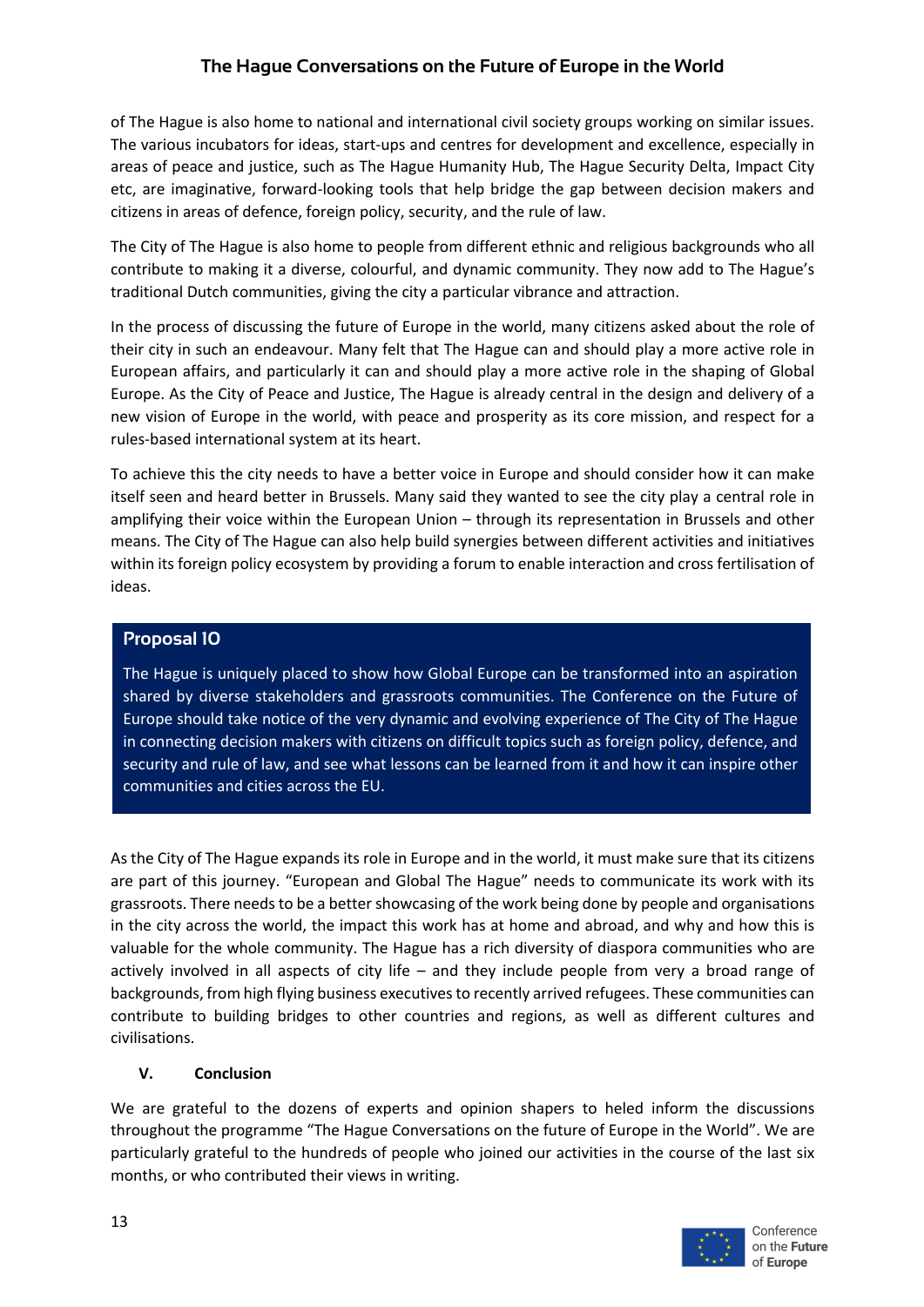of The Hague is also home to national and international civil society groups working on similar issues. The various incubators for ideas, start-ups and centres for development and excellence, especially in areas of peace and justice, such as The Hague Humanity Hub, The Hague Security Delta, Impact City etc, are imaginative, forward-looking tools that help bridge the gap between decision makers and citizens in areas of defence, foreign policy, security, and the rule of law.

The City of The Hague is also home to people from different ethnic and religious backgrounds who all contribute to making it a diverse, colourful, and dynamic community. They now add to The Hague's traditional Dutch communities, giving the city a particular vibrance and attraction.

In the process of discussing the future of Europe in the world, many citizens asked about the role of their city in such an endeavour. Many felt that The Hague can and should play a more active role in European affairs, and particularly it can and should play a more active role in the shaping of Global Europe. As the City of Peace and Justice, The Hague is already central in the design and delivery of a new vision of Europe in the world, with peace and prosperity as its core mission, and respect for a rules-based international system at its heart.

To achieve this the city needs to have a better voice in Europe and should consider how it can make itself seen and heard better in Brussels. Many said they wanted to see the city play a central role in amplifying their voice within the European Union – through its representation in Brussels and other means. The City of The Hague can also help build synergies between different activities and initiatives within its foreign policy ecosystem by providing a forum to enable interaction and cross fertilisation of ideas.

### Proposal 10

The Hague is uniquely placed to show how Global Europe can be transformed into an aspiration shared by diverse stakeholders and grassroots communities. The Conference on the Future of Europe should take notice of the very dynamic and evolving experience of The City of The Hague in connecting decision makers with citizens on difficult topics such as foreign policy, defence, and security and rule of law, and see what lessons can be learned from it and how it can inspire other communities and cities across the EU.

As the City of The Hague expands its role in Europe and in the world, it must make sure that its citizens are part of this journey. "European and Global The Hague" needs to communicate its work with its grassroots. There needs to be a better showcasing of the work being done by people and organisations in the city across the world, the impact this work has at home and abroad, and why and how this is valuable for the whole community. The Hague has a rich diversity of diaspora communities who are actively involved in all aspects of city life – and they include people from very a broad range of backgrounds, from high flying business executives to recently arrived refugees. These communities can contribute to building bridges to other countries and regions, as well as different cultures and civilisations.

## V. Conclusion

We are grateful to the dozens of experts and opinion shapers to heled inform the discussions throughout the programme "The Hague Conversations on the future of Europe in the World". We are particularly grateful to the hundreds of people who joined our activities in the course of the last six months, or who contributed their views in writing.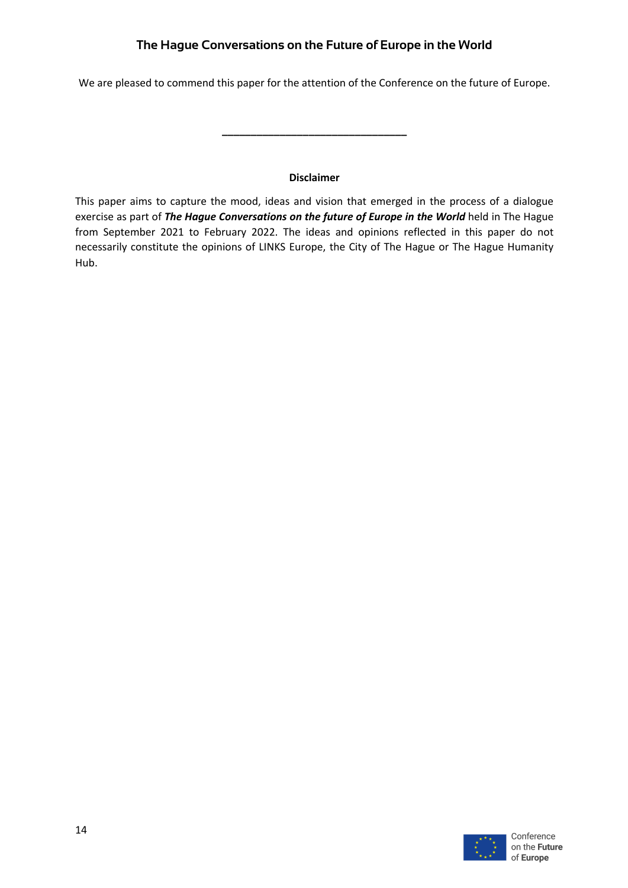We are pleased to commend this paper for the attention of the Conference on the future of Europe.

---

**Disclaimer**

This paper aims to capture the mood, ideas and vision that emerged in the process of a dialogue exercise as part of ***The Hague Conversations on the future of Europe in the World*** held in The Hague from September 2021 to February 2022. The ideas and opinions reflected in this paper do not necessarily constitute the opinions of LINKS Europe, the City of The Hague or The Hague Humanity Hub.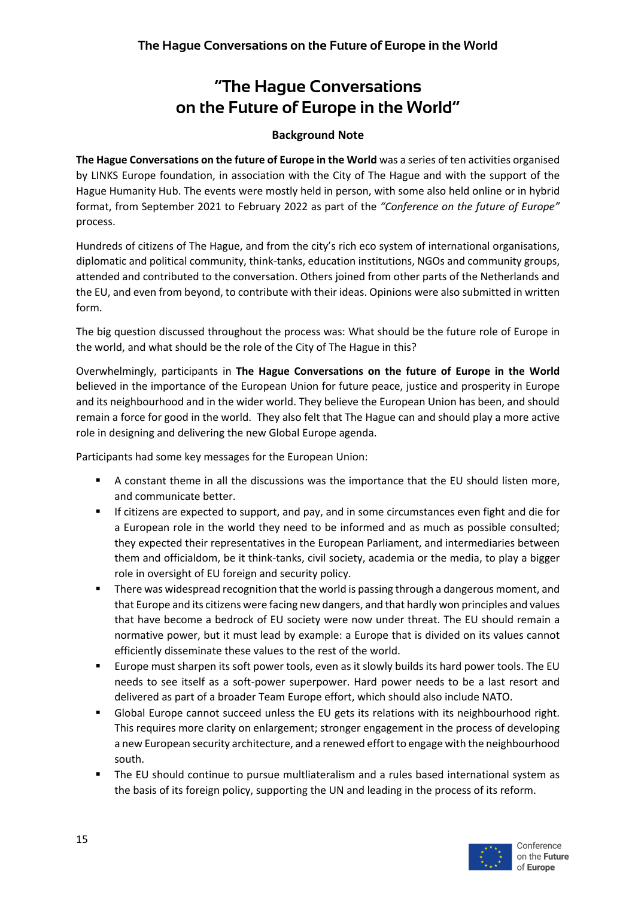# "The Hague Conversations on the Future of Europe in the World"

### Background Note

**The Hague Conversations on the future of Europe in the World** was a series of ten activities organised by LINKS Europe foundation, in association with the City of The Hague and with the support of the Hague Humanity Hub. The events were mostly held in person, with some also held online or in hybrid format, from September 2021 to February 2022 as part of the *"Conference on the future of Europe"* process.

Hundreds of citizens of The Hague, and from the city's rich eco system of international organisations, diplomatic and political community, think-tanks, education institutions, NGOs and community groups, attended and contributed to the conversation. Others joined from other parts of the Netherlands and the EU, and even from beyond, to contribute with their ideas. Opinions were also submitted in written form.

The big question discussed throughout the process was: What should be the future role of Europe in the world, and what should be the role of the City of The Hague in this?

Overwhelmingly, participants in **The Hague Conversations on the future of Europe in the World** believed in the importance of the European Union for future peace, justice and prosperity in Europe and its neighbourhood and in the wider world. They believe the European Union has been, and should remain a force for good in the world. They also felt that The Hague can and should play a more active role in designing and delivering the new Global Europe agenda.

Participants had some key messages for the European Union:

- A constant theme in all the discussions was the importance that the EU should listen more, and communicate better.
- If citizens are expected to support, and pay, and in some circumstances even fight and die for a European role in the world they need to be informed and as much as possible consulted; they expected their representatives in the European Parliament, and intermediaries between them and officialdom, be it think-tanks, civil society, academia or the media, to play a bigger role in oversight of EU foreign and security policy.
- There was widespread recognition that the world is passing through a dangerous moment, and that Europe and its citizens were facing new dangers, and that hardly won principles and values that have become a bedrock of EU society were now under threat. The EU should remain a normative power, but it must lead by example: a Europe that is divided on its values cannot efficiently disseminate these values to the rest of the world.
- Europe must sharpen its soft power tools, even as it slowly builds its hard power tools. The EU needs to see itself as a soft-power superpower. Hard power needs to be a last resort and delivered as part of a broader Team Europe effort, which should also include NATO.
- Global Europe cannot succeed unless the EU gets its relations with its neighbourhood right. This requires more clarity on enlargement; stronger engagement in the process of developing a new European security architecture, and a renewed effort to engage with the neighbourhood south.
- The EU should continue to pursue multilateralism and a rules based international system as the basis of its foreign policy, supporting the UN and leading in the process of its reform.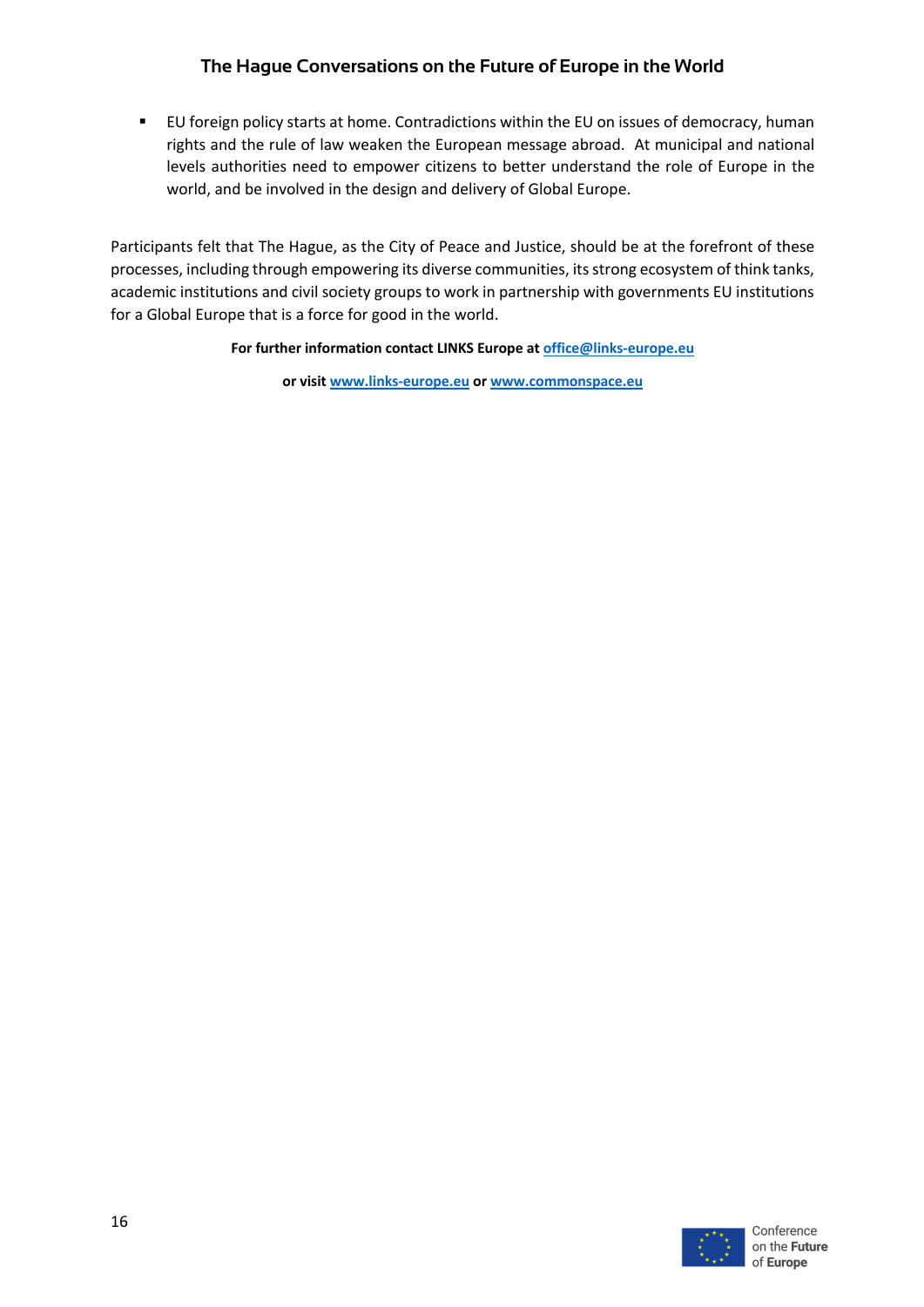- EU foreign policy starts at home. Contradictions within the EU on issues of democracy, human rights and the rule of law weaken the European message abroad. At municipal and national levels authorities need to empower citizens to better understand the role of Europe in the world, and be involved in the design and delivery of Global Europe.

Participants felt that The Hague, as the City of Peace and Justice, should be at the forefront of these processes, including through empowering its diverse communities, its strong ecosystem of think tanks, academic institutions and civil society groups to work in partnership with governments EU institutions for a Global Europe that is a force for good in the world.

**For further information contact LINKS Europe at office@links-europe.eu**

**or visit www.links-europe.eu or www.commonspace.eu**